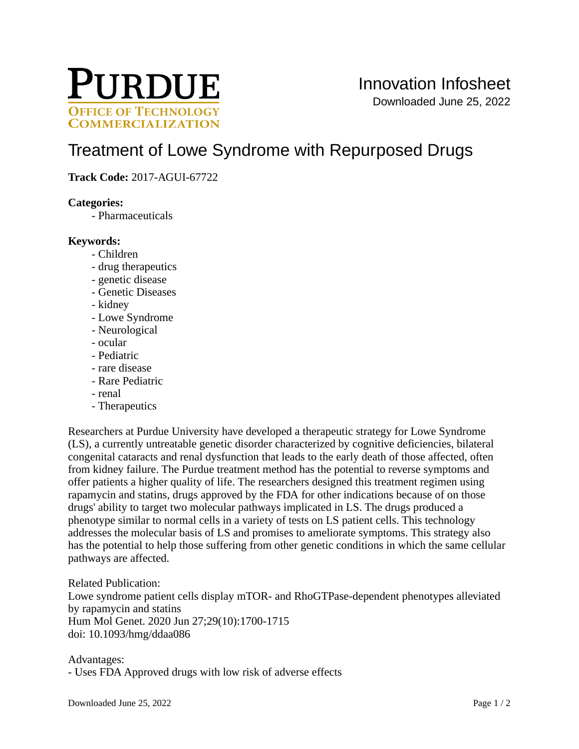PURDUE
OFFICE OF TECHNOLOGY COMMERCIALIZATION

Innovation Infosheet
Downloaded June 25, 2022

# Treatment of Lowe Syndrome with Repurposed Drugs

**Track Code:** 2017-AGUI-67722

**Categories:**
- Pharmaceuticals

**Keywords:**
- Children
- drug therapeutics
- genetic disease
- Genetic Diseases
- kidney
- Lowe Syndrome
- Neurological
- ocular
- Pediatric
- rare disease
- Rare Pediatric
- renal
- Therapeutics

Researchers at Purdue University have developed a therapeutic strategy for Lowe Syndrome (LS), a currently untreatable genetic disorder characterized by cognitive deficiencies, bilateral congenital cataracts and renal dysfunction that leads to the early death of those affected, often from kidney failure. The Purdue treatment method has the potential to reverse symptoms and offer patients a higher quality of life. The researchers designed this treatment regimen using rapamycin and statins, drugs approved by the FDA for other indications because of on those drugs' ability to target two molecular pathways implicated in LS. The drugs produced a phenotype similar to normal cells in a variety of tests on LS patient cells. This technology addresses the molecular basis of LS and promises to ameliorate symptoms. This strategy also has the potential to help those suffering from other genetic conditions in which the same cellular pathways are affected.

Related Publication:
Lowe syndrome patient cells display mTOR- and RhoGTPase-dependent phenotypes alleviated by rapamycin and statins
Hum Mol Genet. 2020 Jun 27;29(10):1700-1715
doi: 10.1093/hmg/ddaa086

Advantages:
- Uses FDA Approved drugs with low risk of adverse effects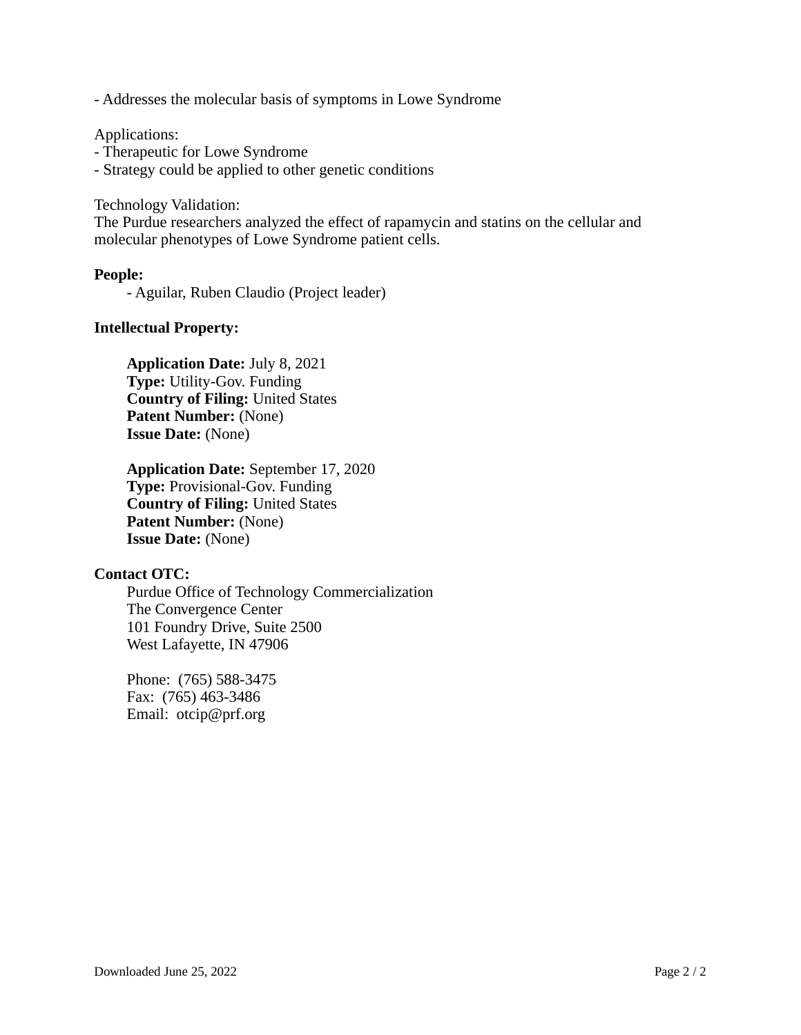- Addresses the molecular basis of symptoms in Lowe Syndrome

Applications:
- Therapeutic for Lowe Syndrome
- Strategy could be applied to other genetic conditions

Technology Validation:
The Purdue researchers analyzed the effect of rapamycin and statins on the cellular and molecular phenotypes of Lowe Syndrome patient cells.

**People:**

- Aguilar, Ruben Claudio (Project leader)

**Intellectual Property:**

**Application Date:** July 8, 2021
**Type:** Utility-Gov. Funding
**Country of Filing:** United States
**Patent Number:** (None)
**Issue Date:** (None)

**Application Date:** September 17, 2020
**Type:** Provisional-Gov. Funding
**Country of Filing:** United States
**Patent Number:** (None)
**Issue Date:** (None)

**Contact OTC:**

Purdue Office of Technology Commercialization
The Convergence Center
101 Foundry Drive, Suite 2500
West Lafayette, IN 47906

Phone: (765) 588-3475
Fax: (765) 463-3486
Email: otcip@prf.org

Downloaded June 25, 2022